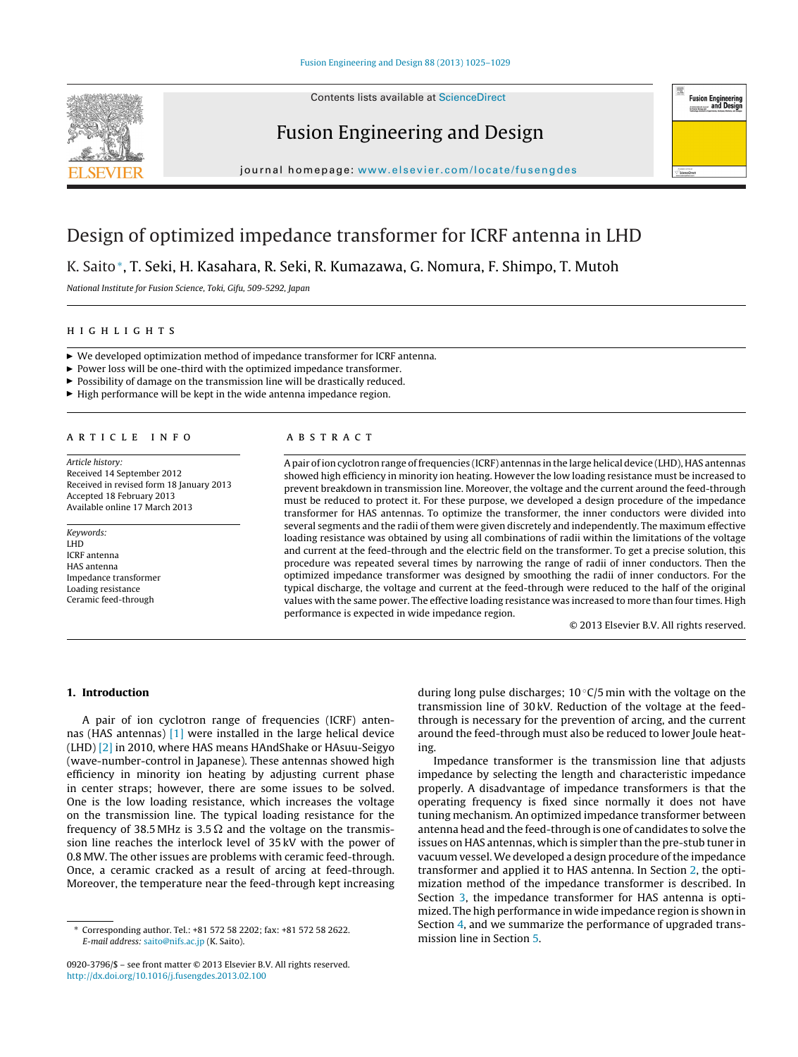# Design of optimized impedance transformer for ICRF antenna in LHD

K. Saito*, T. Seki, H. Kasahara, R. Seki, R. Kumazawa, G. Nomura, F. Shimpo, T. Mutoh

*National Institute for Fusion Science, Toki, Gifu, 509-5292, Japan*

## HIGHLIGHTS

- We developed optimization method of impedance transformer for ICRF antenna.
- Power loss will be one-third with the optimized impedance transformer.
- Possibility of damage on the transmission line will be drastically reduced.
- High performance will be kept in the wide antenna impedance region.

## ARTICLE INFO

*Article history:*
Received 14 September 2012
Received in revised form 18 January 2013
Accepted 18 February 2013
Available online 17 March 2013

*Keywords:*
LHD
ICRF antenna
HAS antenna
Impedance transformer
Loading resistance
Ceramic feed-through

## ABSTRACT

A pair of ion cyclotron range of frequencies (ICRF) antennas in the large helical device (LHD), HAS antennas showed high efficiency in minority ion heating. However the low loading resistance must be increased to prevent breakdown in transmission line. Moreover, the voltage and the current around the feed-through must be reduced to protect it. For these purpose, we developed a design procedure of the impedance transformer for HAS antennas. To optimize the transformer, the inner conductors were divided into several segments and the radii of them were given discretely and independently. The maximum effective loading resistance was obtained by using all combinations of radii within the limitations of the voltage and current at the feed-through and the electric field on the transformer. To get a precise solution, this procedure was repeated several times by narrowing the range of radii of inner conductors. Then the optimized impedance transformer was designed by smoothing the radii of inner conductors. For the typical discharge, the voltage and current at the feed-through were reduced to the half of the original values with the same power. The effective loading resistance was increased to more than four times. High performance is expected in wide impedance region.

© 2013 Elsevier B.V. All rights reserved.

## 1. Introduction

A pair of ion cyclotron range of frequencies (ICRF) antennas (HAS antennas) [1] were installed in the large helical device (LHD) [2] in 2010, where HAS means HAndShake or HAsuu-Seigyo (wave-number-control in Japanese). These antennas showed high efficiency in minority ion heating by adjusting current phase in center straps; however, there are some issues to be solved. One is the low loading resistance, which increases the voltage on the transmission line. The typical loading resistance for the frequency of 38.5 MHz is 3.5 Ω and the voltage on the transmission line reaches the interlock level of 35 kV with the power of 0.8 MW. The other issues are problems with ceramic feed-through. Once, a ceramic cracked as a result of arcing at feed-through. Moreover, the temperature near the feed-through kept increasing during long pulse discharges; 10 °C/5 min with the voltage on the transmission line of 30 kV. Reduction of the voltage at the feed-through is necessary for the prevention of arcing, and the current around the feed-through must also be reduced to lower Joule heating.

Impedance transformer is the transmission line that adjusts impedance by selecting the length and characteristic impedance properly. A disadvantage of impedance transformers is that the operating frequency is fixed since normally it does not have tuning mechanism. An optimized impedance transformer between antenna head and the feed-through is one of candidates to solve the issues on HAS antennas, which is simpler than the pre-stub tuner in vacuum vessel. We developed a design procedure of the impedance transformer and applied it to HAS antenna. In Section 2, the optimization method of the impedance transformer is described. In Section 3, the impedance transformer for HAS antenna is optimized. The high performance in wide impedance region is shown in Section 4, and we summarize the performance of upgraded transmission line in Section 5.

\* Corresponding author. Tel.: +81 572 58 2202; fax: +81 572 58 2622.
*E-mail address:* saito@nifs.ac.jp (K. Saito).

0920-3796/$ – see front matter © 2013 Elsevier B.V. All rights reserved.
http://dx.doi.org/10.1016/j.fusengdes.2013.02.100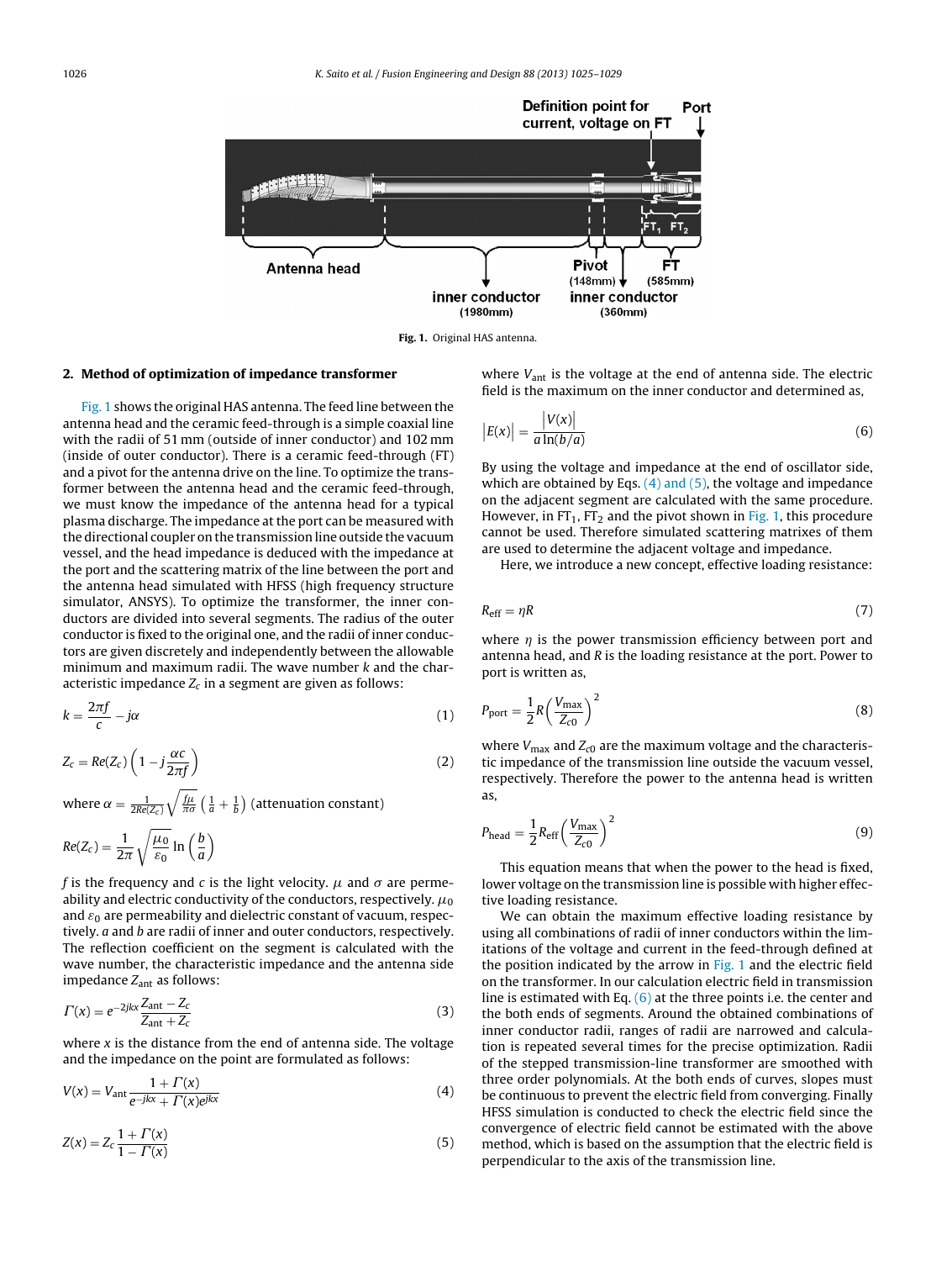Fig. 1. Original HAS antenna.

## 2. Method of optimization of impedance transformer

Fig. 1 shows the original HAS antenna. The feed line between the antenna head and the ceramic feed-through is a simple coaxial line with the radii of 51 mm (outside of inner conductor) and 102 mm (inside of outer conductor). There is a ceramic feed-through (FT) and a pivot for the antenna drive on the line. To optimize the transformer between the antenna head and the ceramic feed-through, we must know the impedance of the antenna head for a typical plasma discharge. The impedance at the port can be measured with the directional coupler on the transmission line outside the vacuum vessel, and the head impedance is deduced with the impedance at the port and the scattering matrix of the line between the port and the antenna head simulated with HFSS (high frequency structure simulator, ANSYS). To optimize the transformer, the inner conductors are divided into several segments. The radius of the outer conductor is fixed to the original one, and the radii of inner conductors are given discretely and independently between the allowable minimum and maximum radii. The wave number $k$ and the characteristic impedance $Z_c$ in a segment are given as follows:

$$k = \frac{2\pi f}{c} - j\alpha \tag{1}$$

$$Z_c = Re(Z_c)\left(1 - j\frac{\alpha c}{2\pi f}\right) \tag{2}$$

where $\alpha = \frac{1}{2Re(Z_c)}\sqrt{\frac{f\mu}{\pi\sigma}}\left(\frac{1}{a}+\frac{1}{b}\right)$ (attenuation constant)

$$Re(Z_c) = \frac{1}{2\pi}\sqrt{\frac{\mu_0}{\varepsilon_0}}\ln\left(\frac{b}{a}\right)$$

$f$ is the frequency and $c$ is the light velocity. $\mu$ and $\sigma$ are permeability and electric conductivity of the conductors, respectively. $\mu_0$ and $\varepsilon_0$ are permeability and dielectric constant of vacuum, respectively. $a$ and $b$ are radii of inner and outer conductors, respectively. The reflection coefficient on the segment is calculated with the wave number, the characteristic impedance and the antenna side impedance $Z_{ant}$ as follows:

$$\Gamma(x) = e^{-2jkx}\frac{Z_{ant} - Z_c}{Z_{ant} + Z_c} \tag{3}$$

where $x$ is the distance from the end of antenna side. The voltage and the impedance on the point are formulated as follows:

$$V(x) = V_{ant}\frac{1+\Gamma(x)}{e^{-jkx}+\Gamma(x)e^{jkx}} \tag{4}$$

$$Z(x) = Z_c\frac{1+\Gamma(x)}{1-\Gamma(x)} \tag{5}$$

where $V_{ant}$ is the voltage at the end of antenna side. The electric field is the maximum on the inner conductor and determined as,

$$|E(x)| = \frac{|V(x)|}{a\ln(b/a)} \tag{6}$$

By using the voltage and impedance at the end of oscillator side, which are obtained by Eqs. (4) and (5), the voltage and impedance on the adjacent segment are calculated with the same procedure. However, in $FT_1$, $FT_2$ and the pivot shown in Fig. 1, this procedure cannot be used. Therefore simulated scattering matrixes of them are used to determine the adjacent voltage and impedance.

Here, we introduce a new concept, effective loading resistance:

$$R_{eff} = \eta R \tag{7}$$

where $\eta$ is the power transmission efficiency between port and antenna head, and $R$ is the loading resistance at the port. Power to port is written as,

$$P_{port} = \frac{1}{2}R\left(\frac{V_{max}}{Z_{c0}}\right)^2 \tag{8}$$

where $V_{max}$ and $Z_{c0}$ are the maximum voltage and the characteristic impedance of the transmission line outside the vacuum vessel, respectively. Therefore the power to the antenna head is written as,

$$P_{head} = \frac{1}{2}R_{eff}\left(\frac{V_{max}}{Z_{c0}}\right)^2 \tag{9}$$

This equation means that when the power to the head is fixed, lower voltage on the transmission line is possible with higher effective loading resistance.

We can obtain the maximum effective loading resistance by using all combinations of radii of inner conductors within the limitations of the voltage and current in the feed-through defined at the position indicated by the arrow in Fig. 1 and the electric field on the transformer. In our calculation electric field in transmission line is estimated with Eq. (6) at the three points i.e. the center and the both ends of segments. Around the obtained combinations of inner conductor radii, ranges of radii are narrowed and calculation is repeated several times for the precise optimization. Radii of the stepped transmission-line transformer are smoothed with three order polynomials. At the both ends of curves, slopes must be continuous to prevent the electric field from converging. Finally HFSS simulation is conducted to check the electric field since the convergence of electric field cannot be estimated with the above method, which is based on the assumption that the electric field is perpendicular to the axis of the transmission line.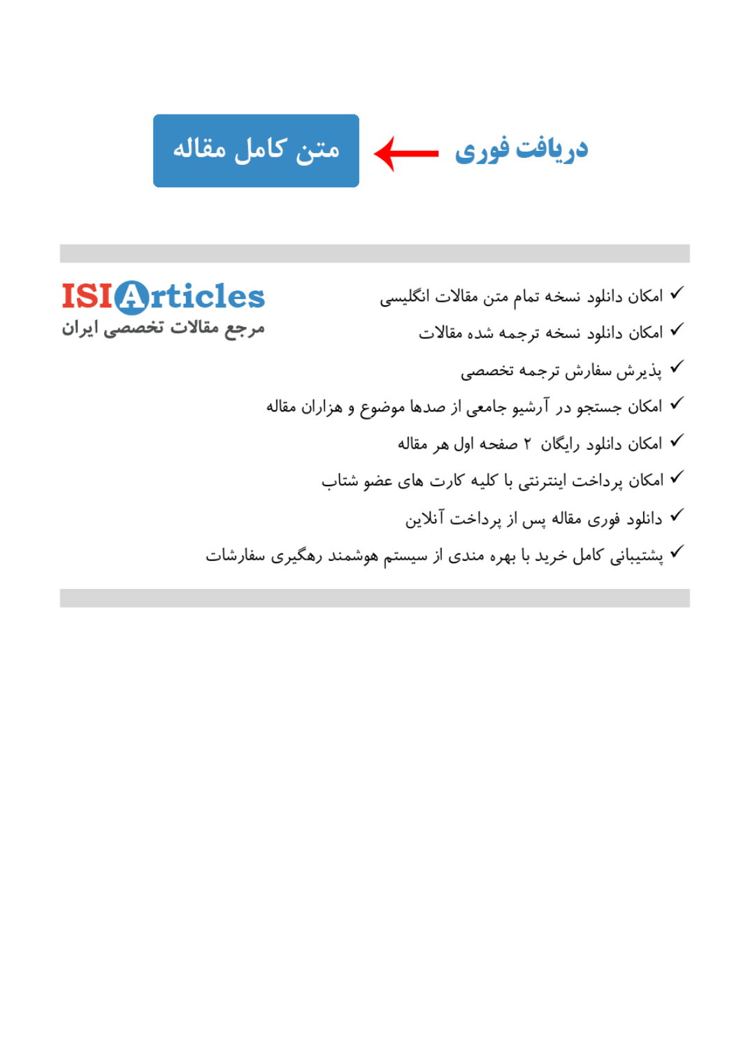دریافت فوری ← متن کامل مقاله

**ISIArticles**
مرجع مقالات تخصصی ایران

- ✓ امکان دانلود نسخه تمام متن مقالات انگلیسی
- ✓ امکان دانلود نسخه ترجمه شده مقالات
- ✓ پذیرش سفارش ترجمه تخصصی
- ✓ امکان جستجو در آرشیو جامعی از صدها موضوع و هزاران مقاله
- ✓ امکان دانلود رایگان ۲ صفحه اول هر مقاله
- ✓ امکان پرداخت اینترنتی با کلیه کارت های عضو شتاب
- ✓ دانلود فوری مقاله پس از پرداخت آنلاین
- ✓ پشتیبانی کامل خرید با بهره مندی از سیستم هوشمند رهگیری سفارشات